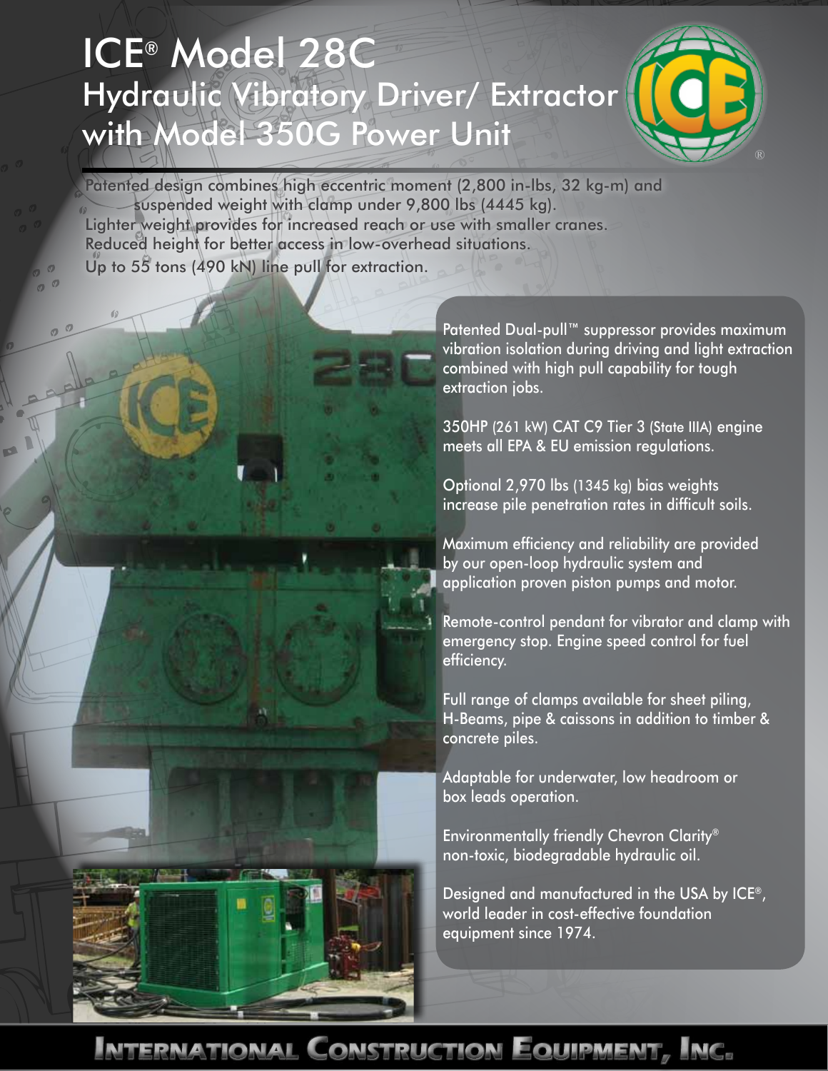# ICE® Model 28C
## Hydraulic Vibratory Driver/ Extractor with Model 350G Power Unit

Patented design combines high eccentric moment (2,800 in-lbs, 32 kg-m) and suspended weight with clamp under 9,800 lbs (4445 kg).
Lighter weight provides for increased reach or use with smaller cranes.
Reduced height for better access in low-overhead situations.
Up to 55 tons (490 kN) line pull for extraction.

Patented Dual-pull™ suppressor provides maximum vibration isolation during driving and light extraction combined with high pull capability for tough extraction jobs.

350HP (261 kW) CAT C9 Tier 3 (State IIIA) engine meets all EPA & EU emission regulations.

Optional 2,970 lbs (1345 kg) bias weights increase pile penetration rates in difficult soils.

Maximum efficiency and reliability are provided by our open-loop hydraulic system and application proven piston pumps and motor.

Remote-control pendant for vibrator and clamp with emergency stop. Engine speed control for fuel efficiency.

Full range of clamps available for sheet piling, H-Beams, pipe & caissons in addition to timber & concrete piles.

Adaptable for underwater, low headroom or box leads operation.

Environmentally friendly Chevron Clarity® non-toxic, biodegradable hydraulic oil.

Designed and manufactured in the USA by ICE®, world leader in cost-effective foundation equipment since 1974.

**INTERNATIONAL CONSTRUCTION EQUIPMENT, INC.**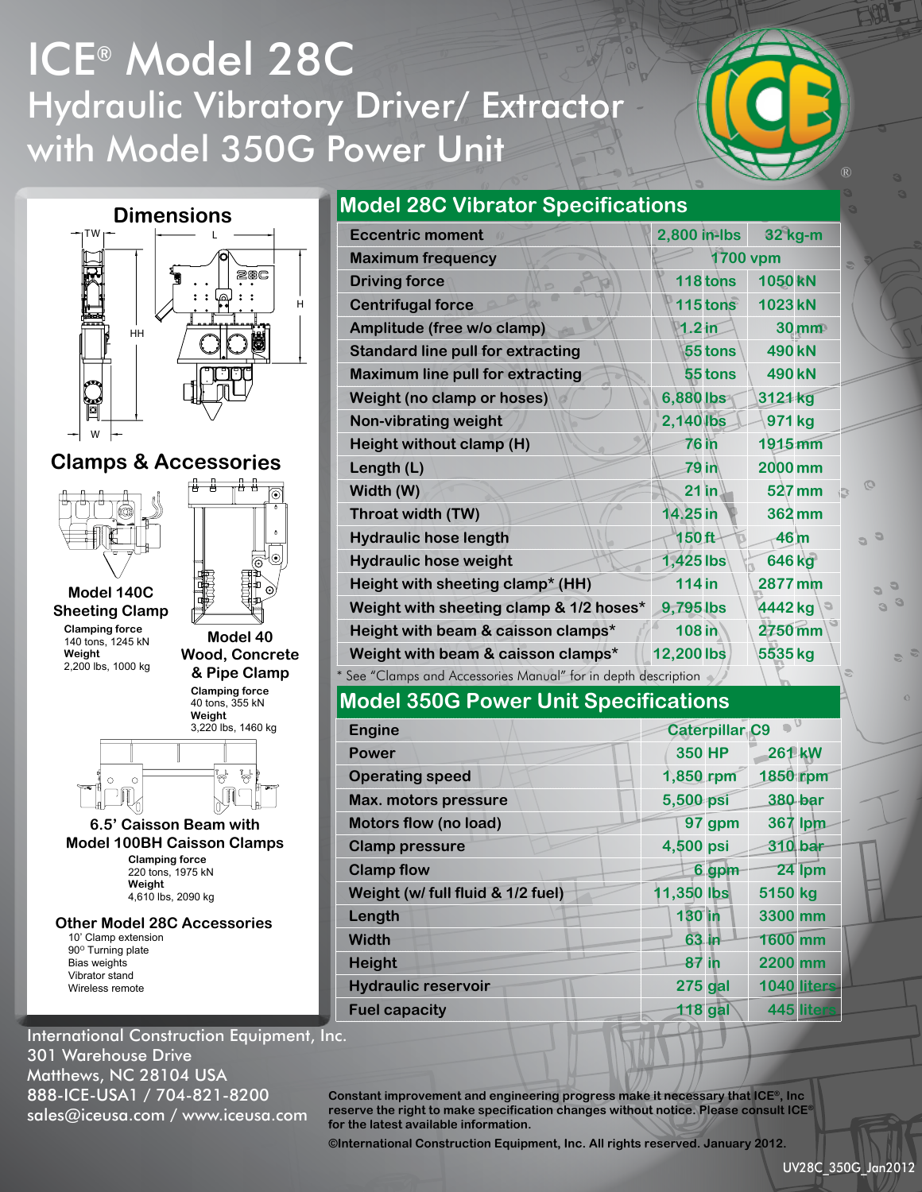# ICE® Model 28C

## Hydraulic Vibratory Driver/ Extractor with Model 350G Power Unit

### Dimensions

TW
L
H
HH
W

### Clamps & Accessories

**Model 140C Sheeting Clamp**
Clamping force
140 tons, 1245 kN
Weight
2,200 lbs, 1000 kg

**Model 40 Wood, Concrete & Pipe Clamp**
Clamping force
40 tons, 355 kN
Weight
3,220 lbs, 1460 kg

**6.5' Caisson Beam with Model 100BH Caisson Clamps**
Clamping force
220 tons, 1975 kN
Weight
4,610 lbs, 2090 kg

**Other Model 28C Accessories**
- 10' Clamp extension
- 90° Turning plate
- Bias weights
- Vibrator stand
- Wireless remote

## Model 28C Vibrator Specifications

| | | |
|---|---|---|
| Eccentric moment | 2,800 in-lbs | 32 kg-m |
| Maximum frequency | 1700 vpm | |
| Driving force | 118 tons | 1050 kN |
| Centrifugal force | 115 tons | 1023 kN |
| Amplitude (free w/o clamp) | 1.2 in | 30 mm |
| Standard line pull for extracting | 55 tons | 490 kN |
| Maximum line pull for extracting | 55 tons | 490 kN |
| Weight (no clamp or hoses) | 6,880 lbs | 3121 kg |
| Non-vibrating weight | 2,140 lbs | 971 kg |
| Height without clamp (H) | 76 in | 1915 mm |
| Length (L) | 79 in | 2000 mm |
| Width (W) | 21 in | 527 mm |
| Throat width (TW) | 14.25 in | 362 mm |
| Hydraulic hose length | 150 ft | 46 m |
| Hydraulic hose weight | 1,425 lbs | 646 kg |
| Height with sheeting clamp* (HH) | 114 in | 2877 mm |
| Weight with sheeting clamp & 1/2 hoses* | 9,795 lbs | 4442 kg |
| Height with beam & caisson clamps* | 108 in | 2750 mm |
| Weight with beam & caisson clamps* | 12,200 lbs | 5535 kg |

* See "Clamps and Accessories Manual" for in depth description

## Model 350G Power Unit Specifications

| | | |
|---|---|---|
| Engine | Caterpillar C9 | |
| Power | 350 HP | 261 kW |
| Operating speed | 1,850 rpm | 1850 rpm |
| Max. motors pressure | 5,500 psi | 380 bar |
| Motors flow (no load) | 97 gpm | 367 lpm |
| Clamp pressure | 4,500 psi | 310 bar |
| Clamp flow | 6 gpm | 24 lpm |
| Weight (w/ full fluid & 1/2 fuel) | 11,350 lbs | 5150 kg |
| Length | 130 in | 3300 mm |
| Width | 63 in | 1600 mm |
| Height | 87 in | 2200 mm |
| Hydraulic reservoir | 275 gal | 1040 liters |
| Fuel capacity | 118 gal | 445 liters |

International Construction Equipment, Inc.
301 Warehouse Drive
Matthews, NC 28104 USA
888-ICE-USA1 / 704-821-8200
sales@iceusa.com / www.iceusa.com

**Constant improvement and engineering progress make it necessary that ICE®, Inc reserve the right to make specification changes without notice. Please consult ICE® for the latest available information.**

**©International Construction Equipment, Inc. All rights reserved. January 2012.**

UV28C_350G_Jan2012